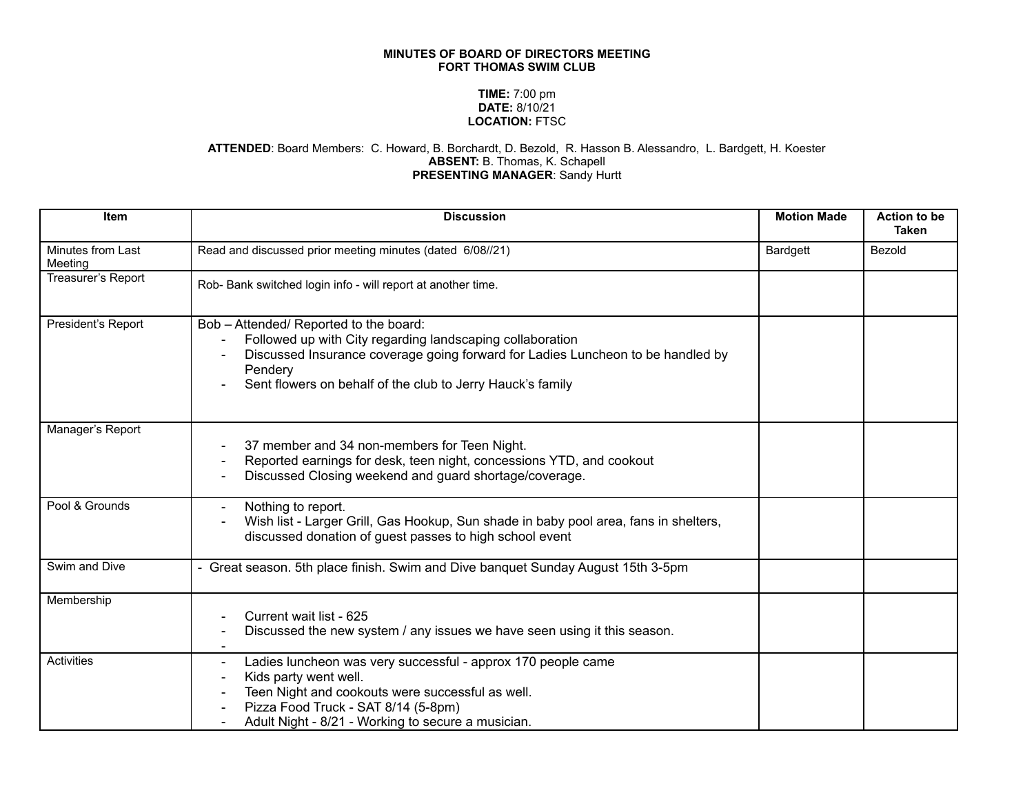**MINUTES OF BOARD OF DIRECTORS MEETING**
**FORT THOMAS SWIM CLUB**

**TIME:** 7:00 pm
**DATE:** 8/10/21
**LOCATION:** FTSC

**ATTENDED**: Board Members: C. Howard, B. Borchardt, D. Bezold, R. Hasson B. Alessandro, L. Bardgett, H. Koester
**ABSENT:** B. Thomas, K. Schapell
**PRESENTING MANAGER**: Sandy Hurtt

| Item | Discussion | Motion Made | Action to be Taken |
|---|---|---|---|
| Minutes from Last Meeting | Read and discussed prior meeting minutes (dated 6/08//21) | Bardgett | Bezold |
| Treasurer's Report | Rob- Bank switched login info - will report at another time. | | |
| President's Report | Bob – Attended/ Reported to the board:<br>- Followed up with City regarding landscaping collaboration<br>- Discussed Insurance coverage going forward for Ladies Luncheon to be handled by Pendery<br>- Sent flowers on behalf of the club to Jerry Hauck's family | | |
| Manager's Report | - 37 member and 34 non-members for Teen Night.<br>- Reported earnings for desk, teen night, concessions YTD, and cookout<br>- Discussed Closing weekend and guard shortage/coverage. | | |
| Pool & Grounds | - Nothing to report.<br>- Wish list - Larger Grill, Gas Hookup, Sun shade in baby pool area, fans in shelters, discussed donation of guest passes to high school event | | |
| Swim and Dive | - Great season. 5th place finish. Swim and Dive banquet Sunday August 15th 3-5pm | | |
| Membership | - Current wait list - 625<br>- Discussed the new system / any issues we have seen using it this season.<br>- | | |
| Activities | - Ladies luncheon was very successful - approx 170 people came<br>- Kids party went well.<br>- Teen Night and cookouts were successful as well.<br>- Pizza Food Truck - SAT 8/14 (5-8pm)<br>- Adult Night - 8/21 - Working to secure a musician. | | |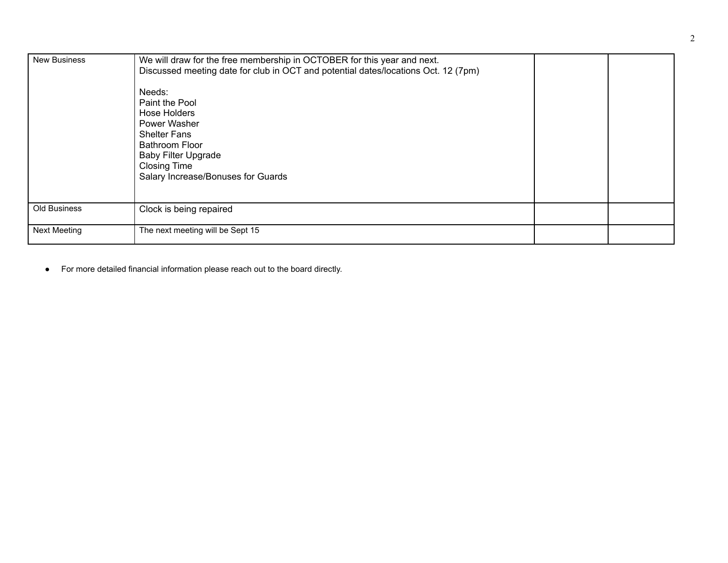| | | | |
|---|---|---|---|
| New Business | We will draw for the free membership in OCTOBER for this year and next.<br>Discussed meeting date for club in OCT and potential dates/locations Oct. 12 (7pm)<br><br>Needs:<br>Paint the Pool<br>Hose Holders<br>Power Washer<br>Shelter Fans<br>Bathroom Floor<br>Baby Filter Upgrade<br>Closing Time<br>Salary Increase/Bonuses for Guards | | |
| Old Business | Clock is being repaired | | |
| Next Meeting | The next meeting will be Sept 15 | | |

- For more detailed financial information please reach out to the board directly.